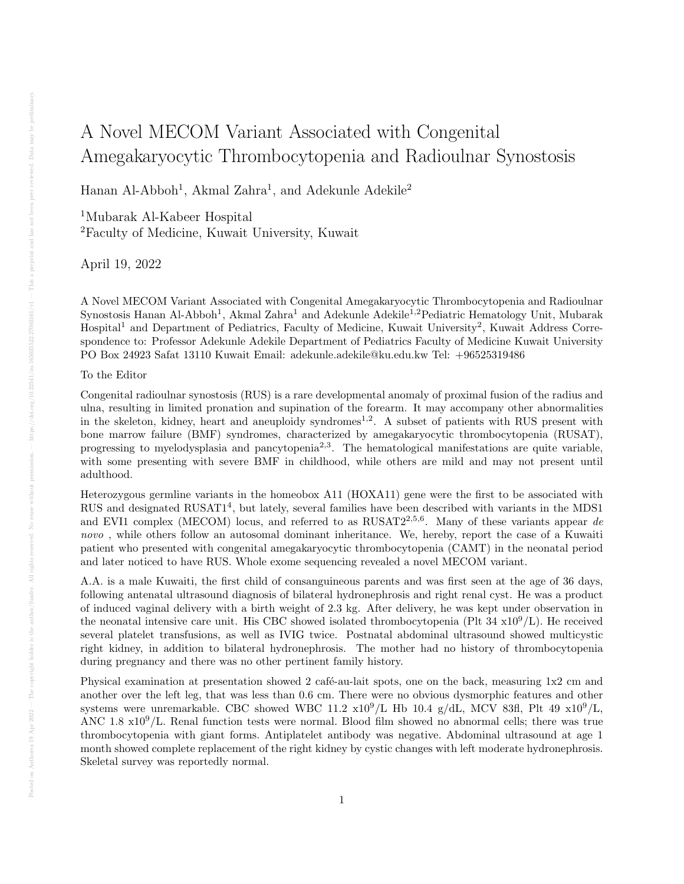# A Novel MECOM Variant Associated with Congenital Amegakaryocytic Thrombocytopenia and Radioulnar Synostosis

Hanan Al-Abboh[1], Akmal Zahra[1], and Adekunle Adekile[2]

[1]Mubarak Al-Kabeer Hospital
[2]Faculty of Medicine, Kuwait University, Kuwait

April 19, 2022

A Novel MECOM Variant Associated with Congenital Amegakaryocytic Thrombocytopenia and Radioulnar Synostosis Hanan Al-Abboh[1], Akmal Zahra[1] and Adekunle Adekile[1,2]Pediatric Hematology Unit, Mubarak Hospital[1] and Department of Pediatrics, Faculty of Medicine, Kuwait University[2], Kuwait Address Correspondence to: Professor Adekunle Adekile Department of Pediatrics Faculty of Medicine Kuwait University PO Box 24923 Safat 13110 Kuwait Email: adekunle.adekile@ku.edu.kw Tel: +96525319486

To the Editor

Congenital radioulnar synostosis (RUS) is a rare developmental anomaly of proximal fusion of the radius and ulna, resulting in limited pronation and supination of the forearm. It may accompany other abnormalities in the skeleton, kidney, heart and aneuploidy syndromes[1,2]. A subset of patients with RUS present with bone marrow failure (BMF) syndromes, characterized by amegakaryocytic thrombocytopenia (RUSAT), progressing to myelodysplasia and pancytopenia[2,3]. The hematological manifestations are quite variable, with some presenting with severe BMF in childhood, while others are mild and may not present until adulthood.

Heterozygous germline variants in the homeobox A11 (HOXA11) gene were the first to be associated with RUS and designated RUSAT1[4], but lately, several families have been described with variants in the MDS1 and EVI1 complex (MECOM) locus, and referred to as RUSAT2[2,5,6]. Many of these variants appear *de novo* , while others follow an autosomal dominant inheritance. We, hereby, report the case of a Kuwaiti patient who presented with congenital amegakaryocytic thrombocytopenia (CAMT) in the neonatal period and later noticed to have RUS. Whole exome sequencing revealed a novel MECOM variant.

A.A. is a male Kuwaiti, the first child of consanguineous parents and was first seen at the age of 36 days, following antenatal ultrasound diagnosis of bilateral hydronephrosis and right renal cyst. He was a product of induced vaginal delivery with a birth weight of 2.3 kg. After delivery, he was kept under observation in the neonatal intensive care unit. His CBC showed isolated thrombocytopenia (Plt 34 x$10^9$/L). He received several platelet transfusions, as well as IVIG twice. Postnatal abdominal ultrasound showed multicystic right kidney, in addition to bilateral hydronephrosis. The mother had no history of thrombocytopenia during pregnancy and there was no other pertinent family history.

Physical examination at presentation showed 2 café-au-lait spots, one on the back, measuring 1x2 cm and another over the left leg, that was less than 0.6 cm. There were no obvious dysmorphic features and other systems were unremarkable. CBC showed WBC 11.2 x$10^9$/L Hb 10.4 g/dL, MCV 83fl, Plt 49 x$10^9$/L, ANC 1.8 x$10^9$/L. Renal function tests were normal. Blood film showed no abnormal cells; there was true thrombocytopenia with giant forms. Antiplatelet antibody was negative. Abdominal ultrasound at age 1 month showed complete replacement of the right kidney by cystic changes with left moderate hydronephrosis. Skeletal survey was reportedly normal.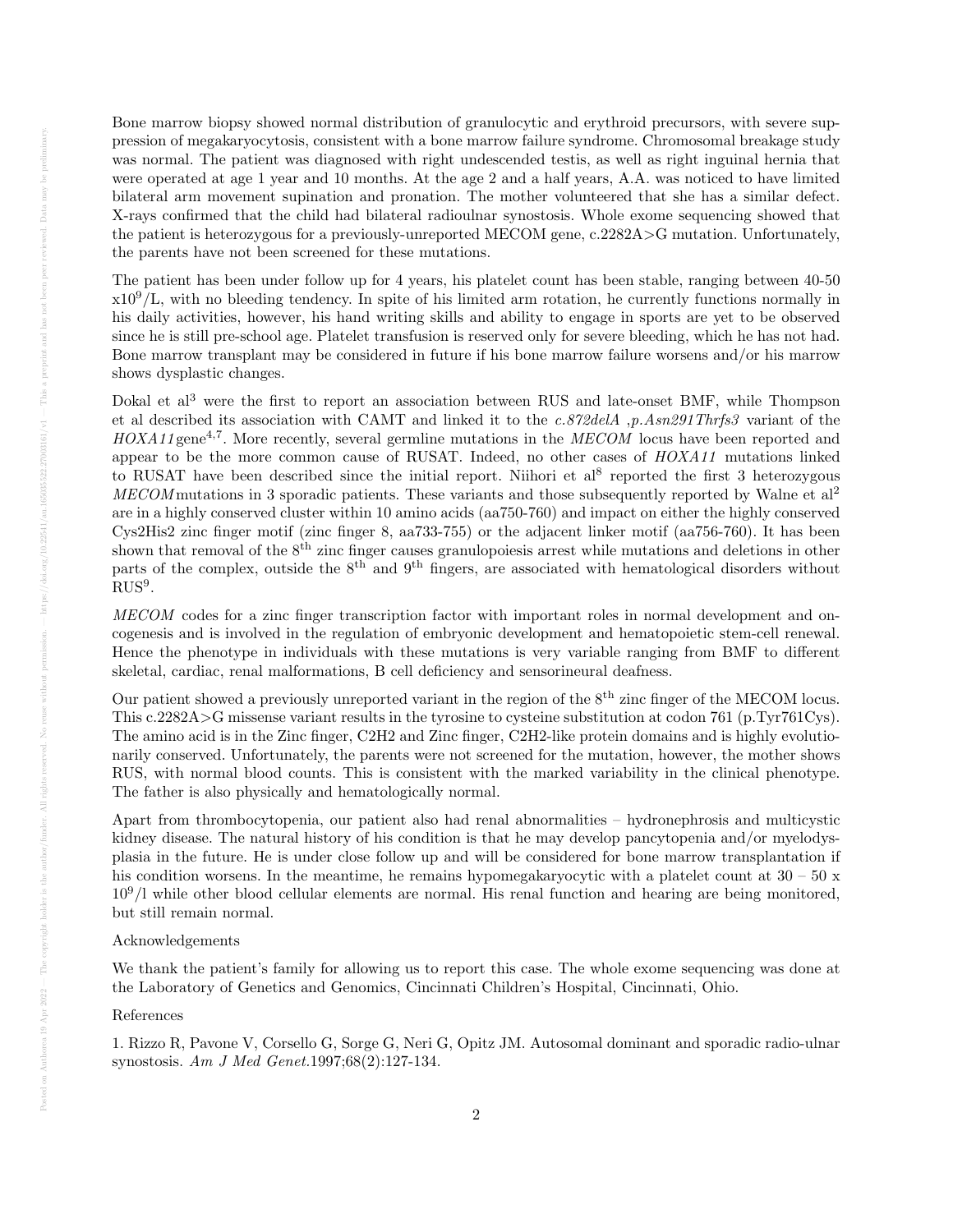Bone marrow biopsy showed normal distribution of granulocytic and erythroid precursors, with severe suppression of megakaryocytosis, consistent with a bone marrow failure syndrome. Chromosomal breakage study was normal. The patient was diagnosed with right undescended testis, as well as right inguinal hernia that were operated at age 1 year and 10 months. At the age 2 and a half years, A.A. was noticed to have limited bilateral arm movement supination and pronation. The mother volunteered that she has a similar defect. X-rays confirmed that the child had bilateral radioulnar synostosis. Whole exome sequencing showed that the patient is heterozygous for a previously-unreported MECOM gene, c.2282A>G mutation. Unfortunately, the parents have not been screened for these mutations.

The patient has been under follow up for 4 years, his platelet count has been stable, ranging between 40-50 $x10^9/L$, with no bleeding tendency. In spite of his limited arm rotation, he currently functions normally in his daily activities, however, his hand writing skills and ability to engage in sports are yet to be observed since he is still pre-school age. Platelet transfusion is reserved only for severe bleeding, which he has not had. Bone marrow transplant may be considered in future if his bone marrow failure worsens and/or his marrow shows dysplastic changes.

Dokal et al[3] were the first to report an association between RUS and late-onset BMF, while Thompson et al described its association with CAMT and linked it to the *c.872delA ,p.Asn291Thrfs3* variant of the *HOXA11* gene[4,7]. More recently, several germline mutations in the *MECOM* locus have been reported and appear to be the more common cause of RUSAT. Indeed, no other cases of *HOXA11* mutations linked to RUSAT have been described since the initial report. Niihori et al[8] reported the first 3 heterozygous *MECOM* mutations in 3 sporadic patients. These variants and those subsequently reported by Walne et al[2] are in a highly conserved cluster within 10 amino acids (aa750-760) and impact on either the highly conserved Cys2His2 zinc finger motif (zinc finger 8, aa733-755) or the adjacent linker motif (aa756-760). It has been shown that removal of the 8th zinc finger causes granulopoiesis arrest while mutations and deletions in other parts of the complex, outside the 8th and 9th fingers, are associated with hematological disorders without RUS[9].

*MECOM* codes for a zinc finger transcription factor with important roles in normal development and oncogenesis and is involved in the regulation of embryonic development and hematopoietic stem-cell renewal. Hence the phenotype in individuals with these mutations is very variable ranging from BMF to different skeletal, cardiac, renal malformations, B cell deficiency and sensorineural deafness.

Our patient showed a previously unreported variant in the region of the 8th zinc finger of the MECOM locus. This c.2282A>G missense variant results in the tyrosine to cysteine substitution at codon 761 (p.Tyr761Cys). The amino acid is in the Zinc finger, C2H2 and Zinc finger, C2H2-like protein domains and is highly evolutionarily conserved. Unfortunately, the parents were not screened for the mutation, however, the mother shows RUS, with normal blood counts. This is consistent with the marked variability in the clinical phenotype. The father is also physically and hematologically normal.

Apart from thrombocytopenia, our patient also had renal abnormalities – hydronephrosis and multicystic kidney disease. The natural history of his condition is that he may develop pancytopenia and/or myelodysplasia in the future. He is under close follow up and will be considered for bone marrow transplantation if his condition worsens. In the meantime, he remains hypomegakaryocytic with a platelet count at 30 – 50 x $10^9/l$ while other blood cellular elements are normal. His renal function and hearing are being monitored, but still remain normal.

Acknowledgements

We thank the patient's family for allowing us to report this case. The whole exome sequencing was done at the Laboratory of Genetics and Genomics, Cincinnati Children's Hospital, Cincinnati, Ohio.

References

1. Rizzo R, Pavone V, Corsello G, Sorge G, Neri G, Opitz JM. Autosomal dominant and sporadic radio-ulnar synostosis. *Am J Med Genet.* 1997;68(2):127-134.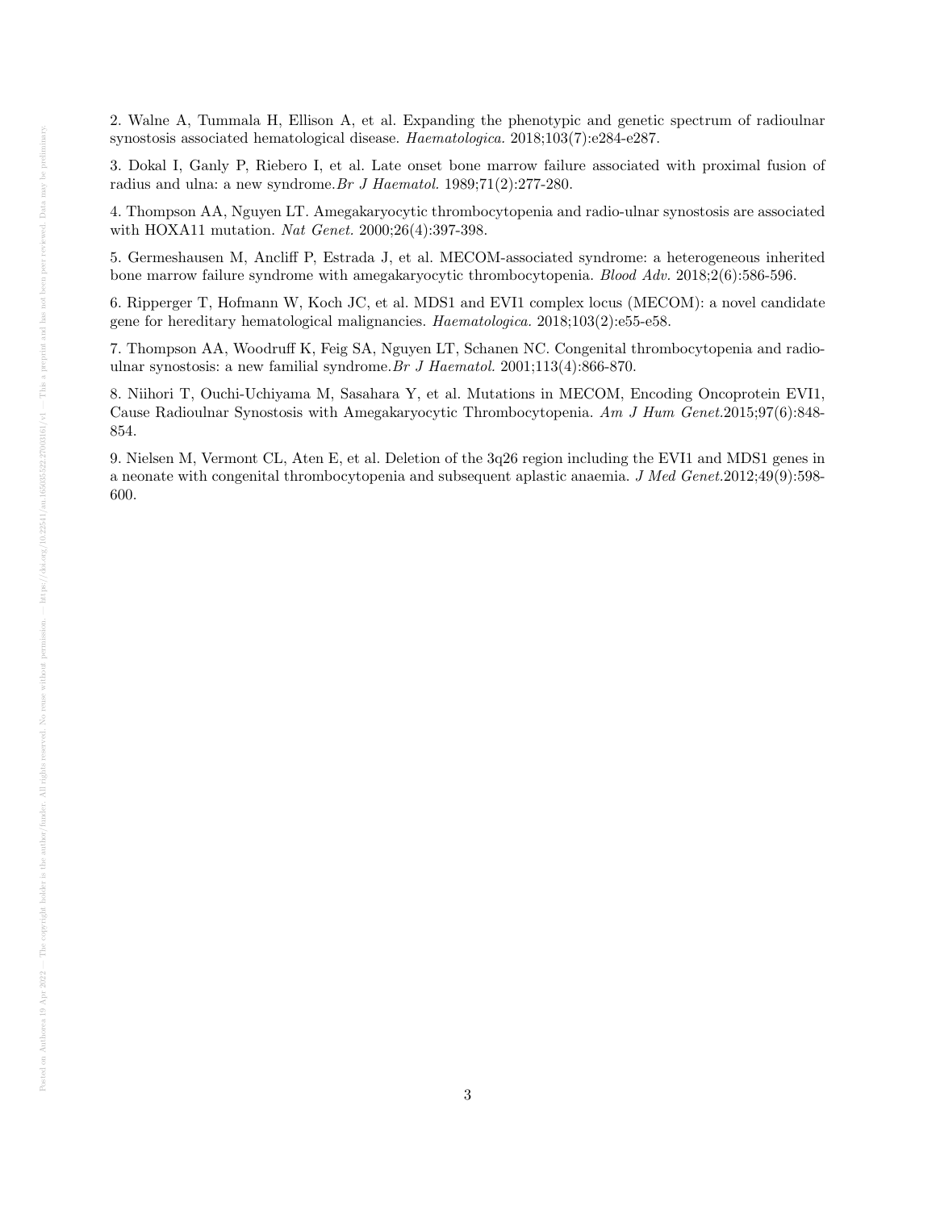2. Walne A, Tummala H, Ellison A, et al. Expanding the phenotypic and genetic spectrum of radioulnar synostosis associated hematological disease. *Haematologica.* 2018;103(7):e284-e287.

3. Dokal I, Ganly P, Riebero I, et al. Late onset bone marrow failure associated with proximal fusion of radius and ulna: a new syndrome.*Br J Haematol.* 1989;71(2):277-280.

4. Thompson AA, Nguyen LT. Amegakaryocytic thrombocytopenia and radio-ulnar synostosis are associated with HOXA11 mutation. *Nat Genet.* 2000;26(4):397-398.

5. Germeshausen M, Ancliff P, Estrada J, et al. MECOM-associated syndrome: a heterogeneous inherited bone marrow failure syndrome with amegakaryocytic thrombocytopenia. *Blood Adv.* 2018;2(6):586-596.

6. Ripperger T, Hofmann W, Koch JC, et al. MDS1 and EVI1 complex locus (MECOM): a novel candidate gene for hereditary hematological malignancies. *Haematologica.* 2018;103(2):e55-e58.

7. Thompson AA, Woodruff K, Feig SA, Nguyen LT, Schanen NC. Congenital thrombocytopenia and radio-ulnar synostosis: a new familial syndrome.*Br J Haematol.* 2001;113(4):866-870.

8. Niihori T, Ouchi-Uchiyama M, Sasahara Y, et al. Mutations in MECOM, Encoding Oncoprotein EVI1, Cause Radioulnar Synostosis with Amegakaryocytic Thrombocytopenia. *Am J Hum Genet.*2015;97(6):848-854.

9. Nielsen M, Vermont CL, Aten E, et al. Deletion of the 3q26 region including the EVI1 and MDS1 genes in a neonate with congenital thrombocytopenia and subsequent aplastic anaemia. *J Med Genet.*2012;49(9):598-600.